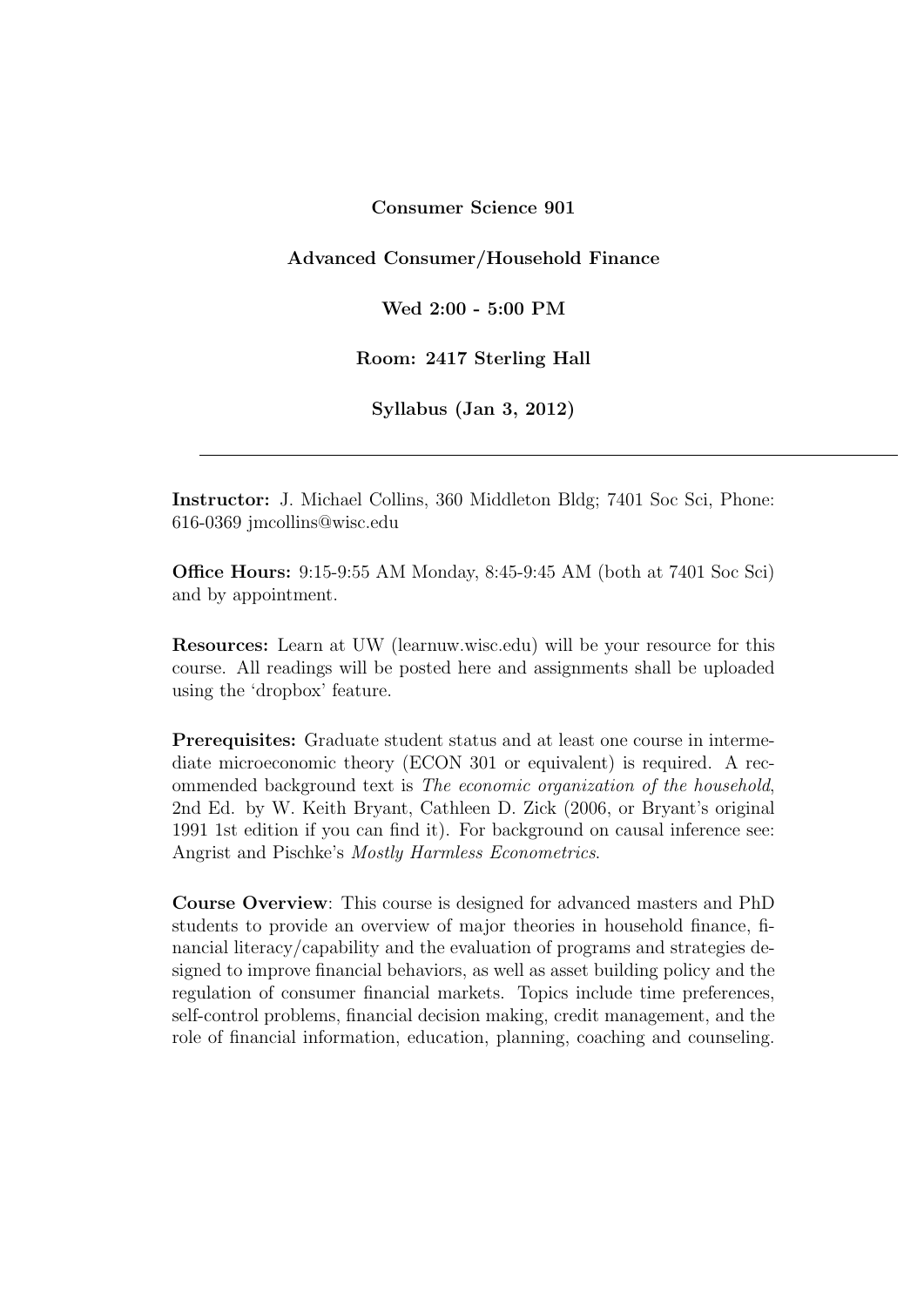**Consumer Science 901**

**Advanced Consumer/Household Finance**

**Wed 2:00 - 5:00 PM**

**Room: 2417 Sterling Hall**

**Syllabus (Jan 3, 2012)**

---

**Instructor:** J. Michael Collins, 360 Middleton Bldg; 7401 Soc Sci, Phone: 616-0369 jmcollins@wisc.edu

**Office Hours:** 9:15-9:55 AM Monday, 8:45-9:45 AM (both at 7401 Soc Sci) and by appointment.

**Resources:** Learn at UW (learnuw.wisc.edu) will be your resource for this course. All readings will be posted here and assignments shall be uploaded using the 'dropbox' feature.

**Prerequisites:** Graduate student status and at least one course in intermediate microeconomic theory (ECON 301 or equivalent) is required. A recommended background text is *The economic organization of the household*, 2nd Ed. by W. Keith Bryant, Cathleen D. Zick (2006, or Bryant's original 1991 1st edition if you can find it). For background on causal inference see: Angrist and Pischke's *Mostly Harmless Econometrics*.

**Course Overview**: This course is designed for advanced masters and PhD students to provide an overview of major theories in household finance, financial literacy/capability and the evaluation of programs and strategies designed to improve financial behaviors, as well as asset building policy and the regulation of consumer financial markets. Topics include time preferences, self-control problems, financial decision making, credit management, and the role of financial information, education, planning, coaching and counseling.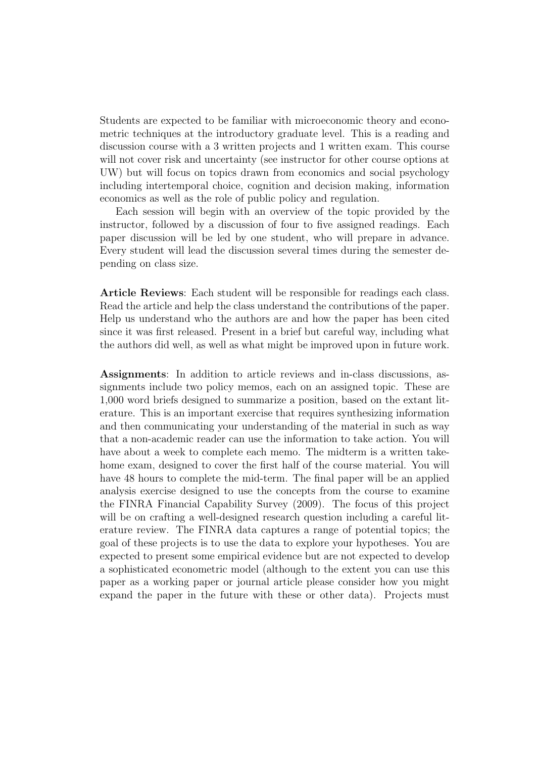Students are expected to be familiar with microeconomic theory and econometric techniques at the introductory graduate level. This is a reading and discussion course with a 3 written projects and 1 written exam. This course will not cover risk and uncertainty (see instructor for other course options at UW) but will focus on topics drawn from economics and social psychology including intertemporal choice, cognition and decision making, information economics as well as the role of public policy and regulation.

Each session will begin with an overview of the topic provided by the instructor, followed by a discussion of four to five assigned readings. Each paper discussion will be led by one student, who will prepare in advance. Every student will lead the discussion several times during the semester depending on class size.

**Article Reviews**: Each student will be responsible for readings each class. Read the article and help the class understand the contributions of the paper. Help us understand who the authors are and how the paper has been cited since it was first released. Present in a brief but careful way, including what the authors did well, as well as what might be improved upon in future work.

**Assignments**: In addition to article reviews and in-class discussions, assignments include two policy memos, each on an assigned topic. These are 1,000 word briefs designed to summarize a position, based on the extant literature. This is an important exercise that requires synthesizing information and then communicating your understanding of the material in such as way that a non-academic reader can use the information to take action. You will have about a week to complete each memo. The midterm is a written take-home exam, designed to cover the first half of the course material. You will have 48 hours to complete the mid-term. The final paper will be an applied analysis exercise designed to use the concepts from the course to examine the FINRA Financial Capability Survey (2009). The focus of this project will be on crafting a well-designed research question including a careful literature review. The FINRA data captures a range of potential topics; the goal of these projects is to use the data to explore your hypotheses. You are expected to present some empirical evidence but are not expected to develop a sophisticated econometric model (although to the extent you can use this paper as a working paper or journal article please consider how you might expand the paper in the future with these or other data). Projects must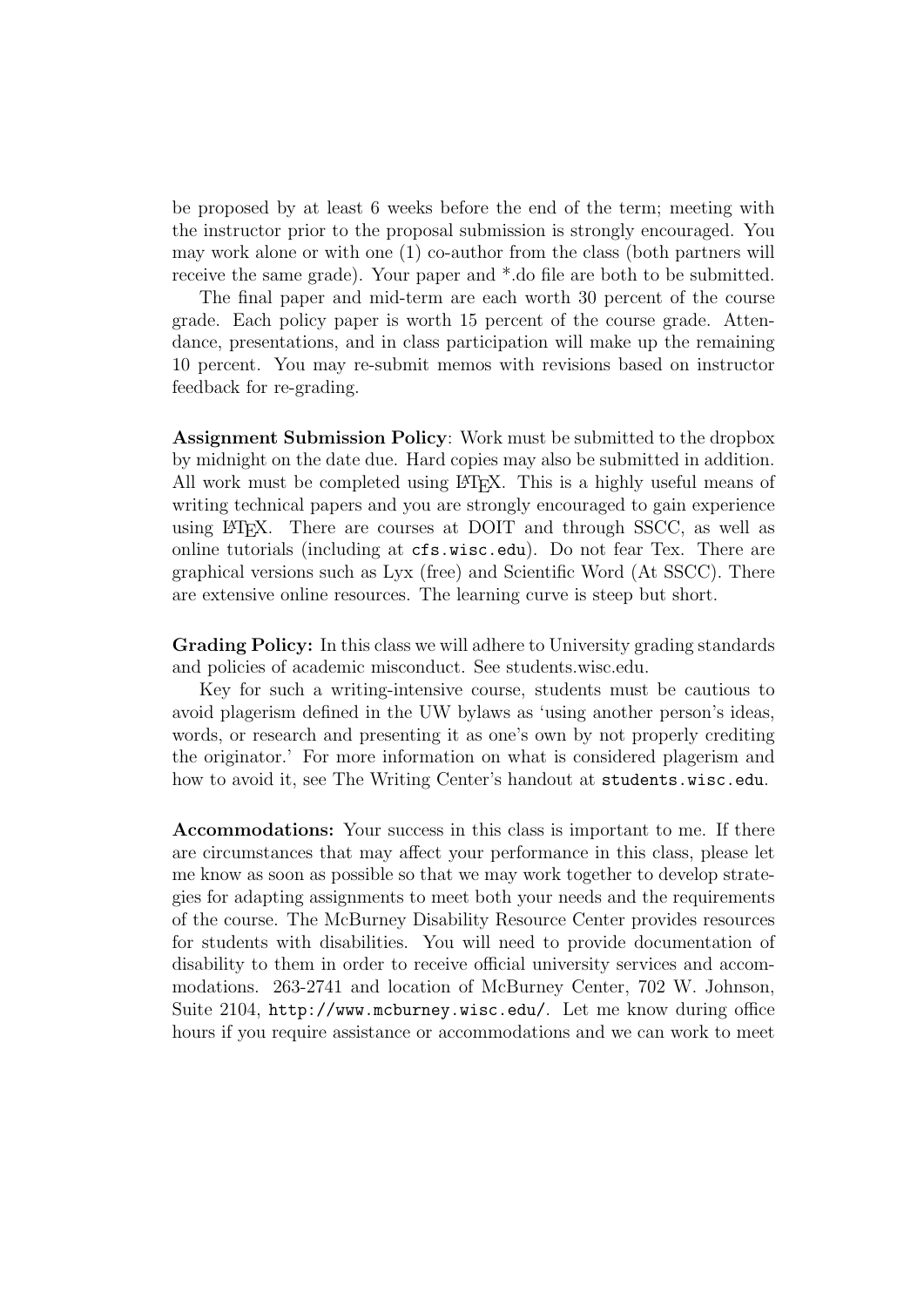be proposed by at least 6 weeks before the end of the term; meeting with the instructor prior to the proposal submission is strongly encouraged. You may work alone or with one (1) co-author from the class (both partners will receive the same grade). Your paper and *.do file are both to be submitted.

The final paper and mid-term are each worth 30 percent of the course grade. Each policy paper is worth 15 percent of the course grade. Attendance, presentations, and in class participation will make up the remaining 10 percent. You may re-submit memos with revisions based on instructor feedback for re-grading.

**Assignment Submission Policy**: Work must be submitted to the dropbox by midnight on the date due. Hard copies may also be submitted in addition. All work must be completed using LaTeX. This is a highly useful means of writing technical papers and you are strongly encouraged to gain experience using LaTeX. There are courses at DOIT and through SSCC, as well as online tutorials (including at `cfs.wisc.edu`). Do not fear Tex. There are graphical versions such as Lyx (free) and Scientific Word (At SSCC). There are extensive online resources. The learning curve is steep but short.

**Grading Policy:** In this class we will adhere to University grading standards and policies of academic misconduct. See students.wisc.edu.

Key for such a writing-intensive course, students must be cautious to avoid plagerism defined in the UW bylaws as 'using another person's ideas, words, or research and presenting it as one's own by not properly crediting the originator.' For more information on what is considered plagerism and how to avoid it, see The Writing Center's handout at `students.wisc.edu`.

**Accommodations:** Your success in this class is important to me. If there are circumstances that may affect your performance in this class, please let me know as soon as possible so that we may work together to develop strategies for adapting assignments to meet both your needs and the requirements of the course. The McBurney Disability Resource Center provides resources for students with disabilities. You will need to provide documentation of disability to them in order to receive official university services and accommodations. 263-2741 and location of McBurney Center, 702 W. Johnson, Suite 2104, `http://www.mcburney.wisc.edu/`. Let me know during office hours if you require assistance or accommodations and we can work to meet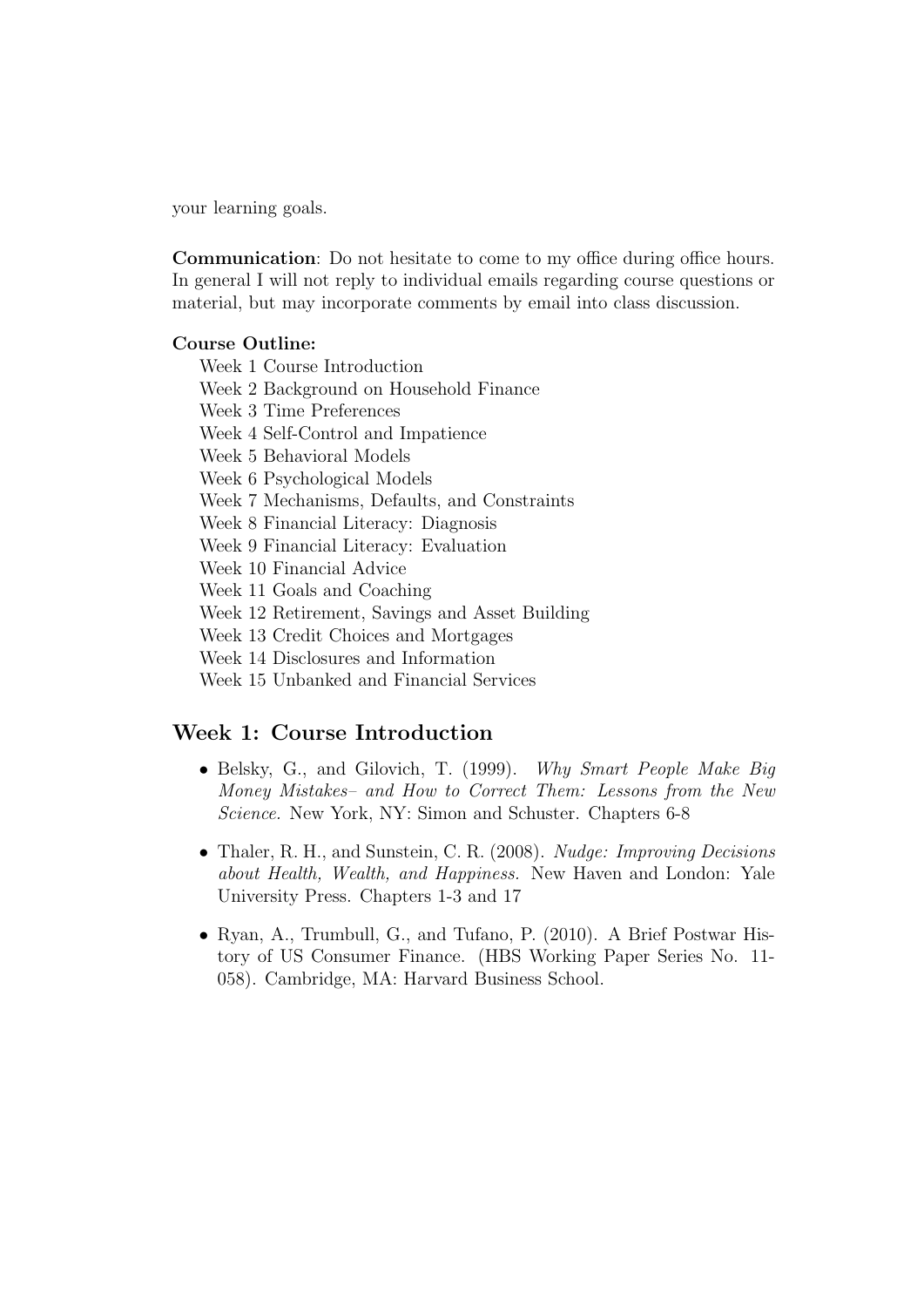your learning goals.

**Communication**: Do not hesitate to come to my office during office hours. In general I will not reply to individual emails regarding course questions or material, but may incorporate comments by email into class discussion.

**Course Outline:**

Week 1 Course Introduction
Week 2 Background on Household Finance
Week 3 Time Preferences
Week 4 Self-Control and Impatience
Week 5 Behavioral Models
Week 6 Psychological Models
Week 7 Mechanisms, Defaults, and Constraints
Week 8 Financial Literacy: Diagnosis
Week 9 Financial Literacy: Evaluation
Week 10 Financial Advice
Week 11 Goals and Coaching
Week 12 Retirement, Savings and Asset Building
Week 13 Credit Choices and Mortgages
Week 14 Disclosures and Information
Week 15 Unbanked and Financial Services

## Week 1: Course Introduction

- Belsky, G., and Gilovich, T. (1999). *Why Smart People Make Big Money Mistakes– and How to Correct Them: Lessons from the New Science.* New York, NY: Simon and Schuster. Chapters 6-8
- Thaler, R. H., and Sunstein, C. R. (2008). *Nudge: Improving Decisions about Health, Wealth, and Happiness.* New Haven and London: Yale University Press. Chapters 1-3 and 17
- Ryan, A., Trumbull, G., and Tufano, P. (2010). A Brief Postwar History of US Consumer Finance. (HBS Working Paper Series No. 11-058). Cambridge, MA: Harvard Business School.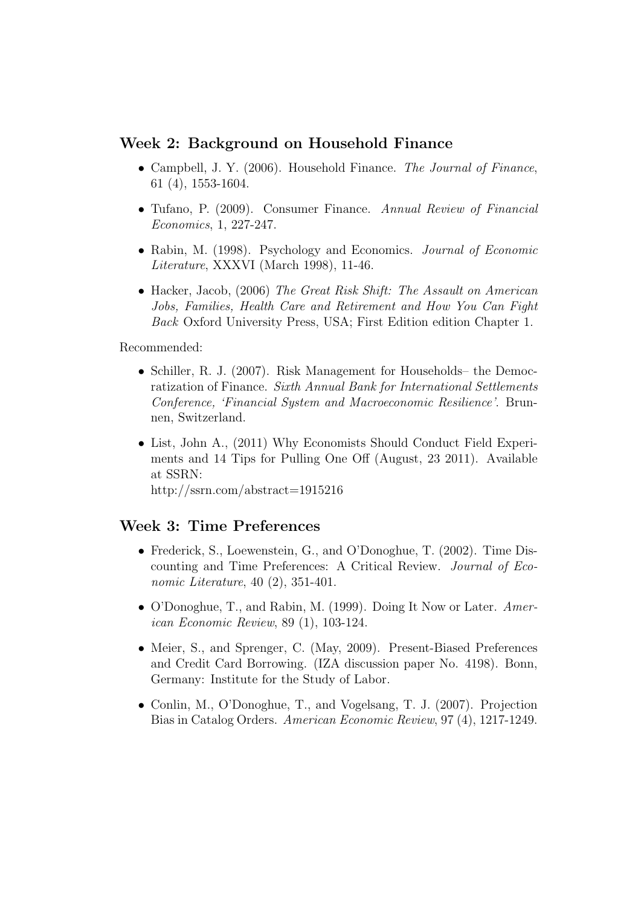## Week 2: Background on Household Finance

- Campbell, J. Y. (2006). Household Finance. *The Journal of Finance*, 61 (4), 1553-1604.
- Tufano, P. (2009). Consumer Finance. *Annual Review of Financial Economics*, 1, 227-247.
- Rabin, M. (1998). Psychology and Economics. *Journal of Economic Literature*, XXXVI (March 1998), 11-46.
- Hacker, Jacob, (2006) *The Great Risk Shift: The Assault on American Jobs, Families, Health Care and Retirement and How You Can Fight Back* Oxford University Press, USA; First Edition edition Chapter 1.

Recommended:

- Schiller, R. J. (2007). Risk Management for Households– the Democratization of Finance. *Sixth Annual Bank for International Settlements Conference, 'Financial System and Macroeconomic Resilience'*. Brunnen, Switzerland.
- List, John A., (2011) Why Economists Should Conduct Field Experiments and 14 Tips for Pulling One Off (August, 23 2011). Available at SSRN: http://ssrn.com/abstract=1915216

## Week 3: Time Preferences

- Frederick, S., Loewenstein, G., and O'Donoghue, T. (2002). Time Discounting and Time Preferences: A Critical Review. *Journal of Economic Literature*, 40 (2), 351-401.
- O'Donoghue, T., and Rabin, M. (1999). Doing It Now or Later. *American Economic Review*, 89 (1), 103-124.
- Meier, S., and Sprenger, C. (May, 2009). Present-Biased Preferences and Credit Card Borrowing. (IZA discussion paper No. 4198). Bonn, Germany: Institute for the Study of Labor.
- Conlin, M., O'Donoghue, T., and Vogelsang, T. J. (2007). Projection Bias in Catalog Orders. *American Economic Review*, 97 (4), 1217-1249.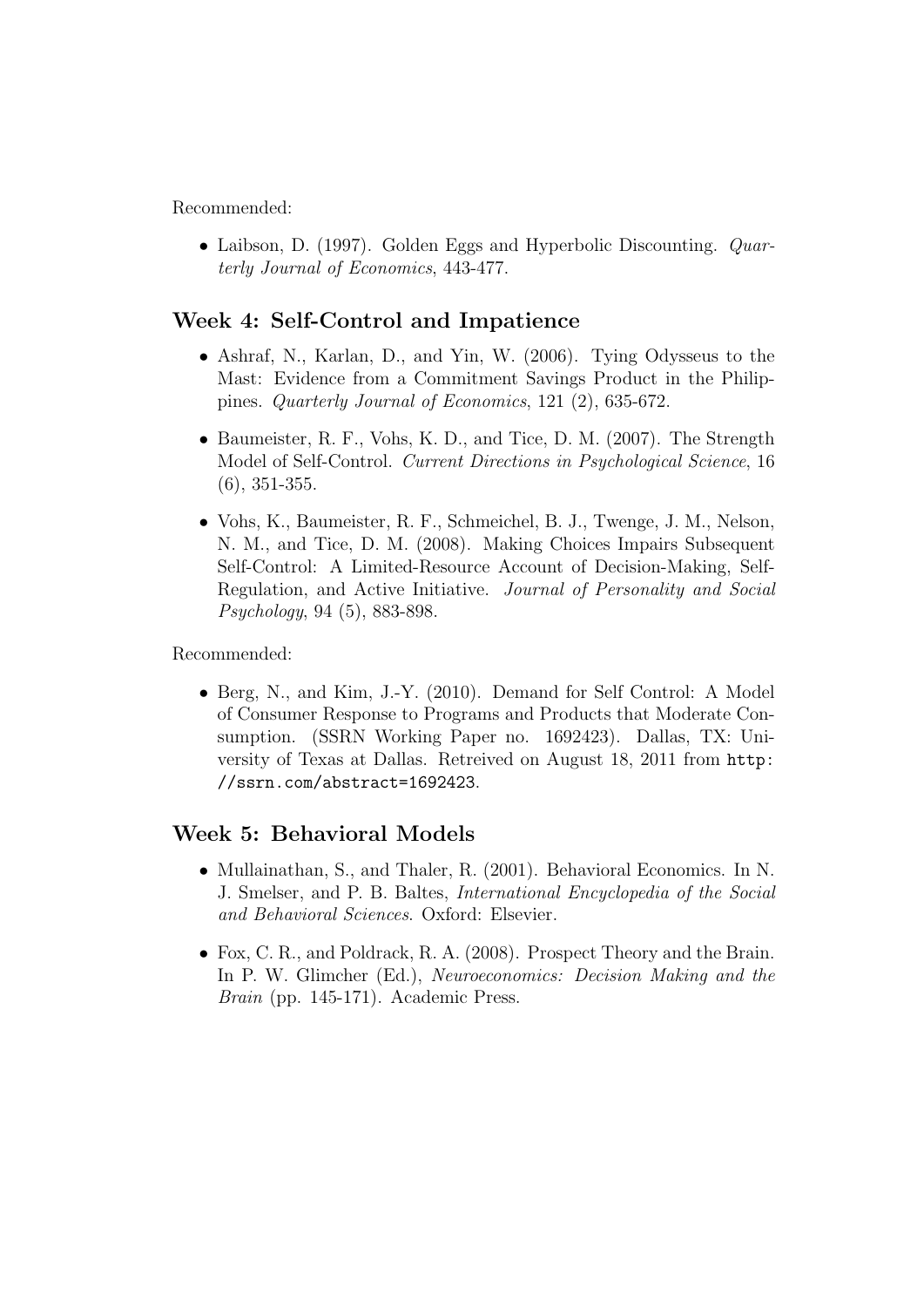Recommended:

- Laibson, D. (1997). Golden Eggs and Hyperbolic Discounting. *Quarterly Journal of Economics*, 443-477.

## Week 4: Self-Control and Impatience

- Ashraf, N., Karlan, D., and Yin, W. (2006). Tying Odysseus to the Mast: Evidence from a Commitment Savings Product in the Philippines. *Quarterly Journal of Economics*, 121 (2), 635-672.
- Baumeister, R. F., Vohs, K. D., and Tice, D. M. (2007). The Strength Model of Self-Control. *Current Directions in Psychological Science*, 16 (6), 351-355.
- Vohs, K., Baumeister, R. F., Schmeichel, B. J., Twenge, J. M., Nelson, N. M., and Tice, D. M. (2008). Making Choices Impairs Subsequent Self-Control: A Limited-Resource Account of Decision-Making, Self-Regulation, and Active Initiative. *Journal of Personality and Social Psychology*, 94 (5), 883-898.

Recommended:

- Berg, N., and Kim, J.-Y. (2010). Demand for Self Control: A Model of Consumer Response to Programs and Products that Moderate Consumption. (SSRN Working Paper no. 1692423). Dallas, TX: University of Texas at Dallas. Retreived on August 18, 2011 from `http://ssrn.com/abstract=1692423`.

## Week 5: Behavioral Models

- Mullainathan, S., and Thaler, R. (2001). Behavioral Economics. In N. J. Smelser, and P. B. Baltes, *International Encyclopedia of the Social and Behavioral Sciences*. Oxford: Elsevier.
- Fox, C. R., and Poldrack, R. A. (2008). Prospect Theory and the Brain. In P. W. Glimcher (Ed.), *Neuroeconomics: Decision Making and the Brain* (pp. 145-171). Academic Press.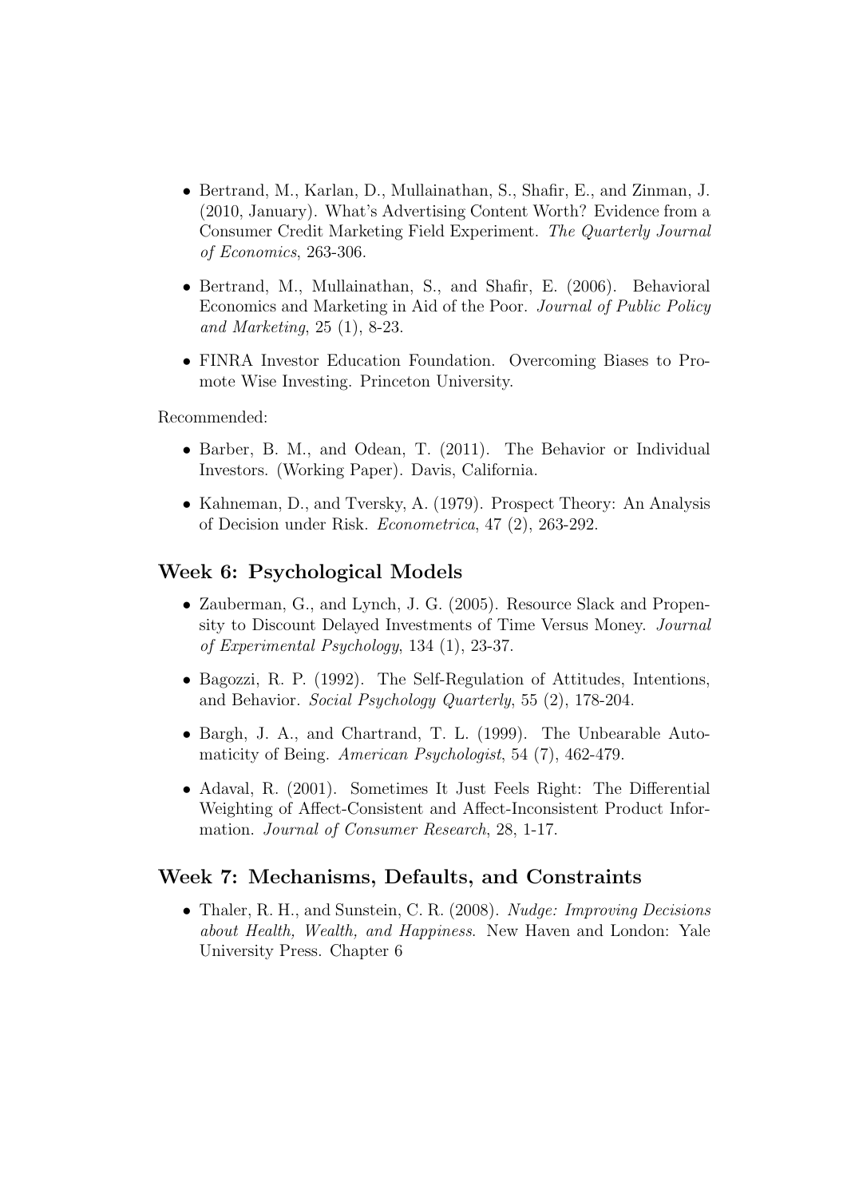- Bertrand, M., Karlan, D., Mullainathan, S., Shafir, E., and Zinman, J. (2010, January). What's Advertising Content Worth? Evidence from a Consumer Credit Marketing Field Experiment. *The Quarterly Journal of Economics*, 263-306.
- Bertrand, M., Mullainathan, S., and Shafir, E. (2006). Behavioral Economics and Marketing in Aid of the Poor. *Journal of Public Policy and Marketing*, 25 (1), 8-23.
- FINRA Investor Education Foundation. Overcoming Biases to Promote Wise Investing. Princeton University.

Recommended:

- Barber, B. M., and Odean, T. (2011). The Behavior or Individual Investors. (Working Paper). Davis, California.
- Kahneman, D., and Tversky, A. (1979). Prospect Theory: An Analysis of Decision under Risk. *Econometrica*, 47 (2), 263-292.

## Week 6: Psychological Models

- Zauberman, G., and Lynch, J. G. (2005). Resource Slack and Propensity to Discount Delayed Investments of Time Versus Money. *Journal of Experimental Psychology*, 134 (1), 23-37.
- Bagozzi, R. P. (1992). The Self-Regulation of Attitudes, Intentions, and Behavior. *Social Psychology Quarterly*, 55 (2), 178-204.
- Bargh, J. A., and Chartrand, T. L. (1999). The Unbearable Automaticity of Being. *American Psychologist*, 54 (7), 462-479.
- Adaval, R. (2001). Sometimes It Just Feels Right: The Differential Weighting of Affect-Consistent and Affect-Inconsistent Product Information. *Journal of Consumer Research*, 28, 1-17.

## Week 7: Mechanisms, Defaults, and Constraints

- Thaler, R. H., and Sunstein, C. R. (2008). *Nudge: Improving Decisions about Health, Wealth, and Happiness*. New Haven and London: Yale University Press. Chapter 6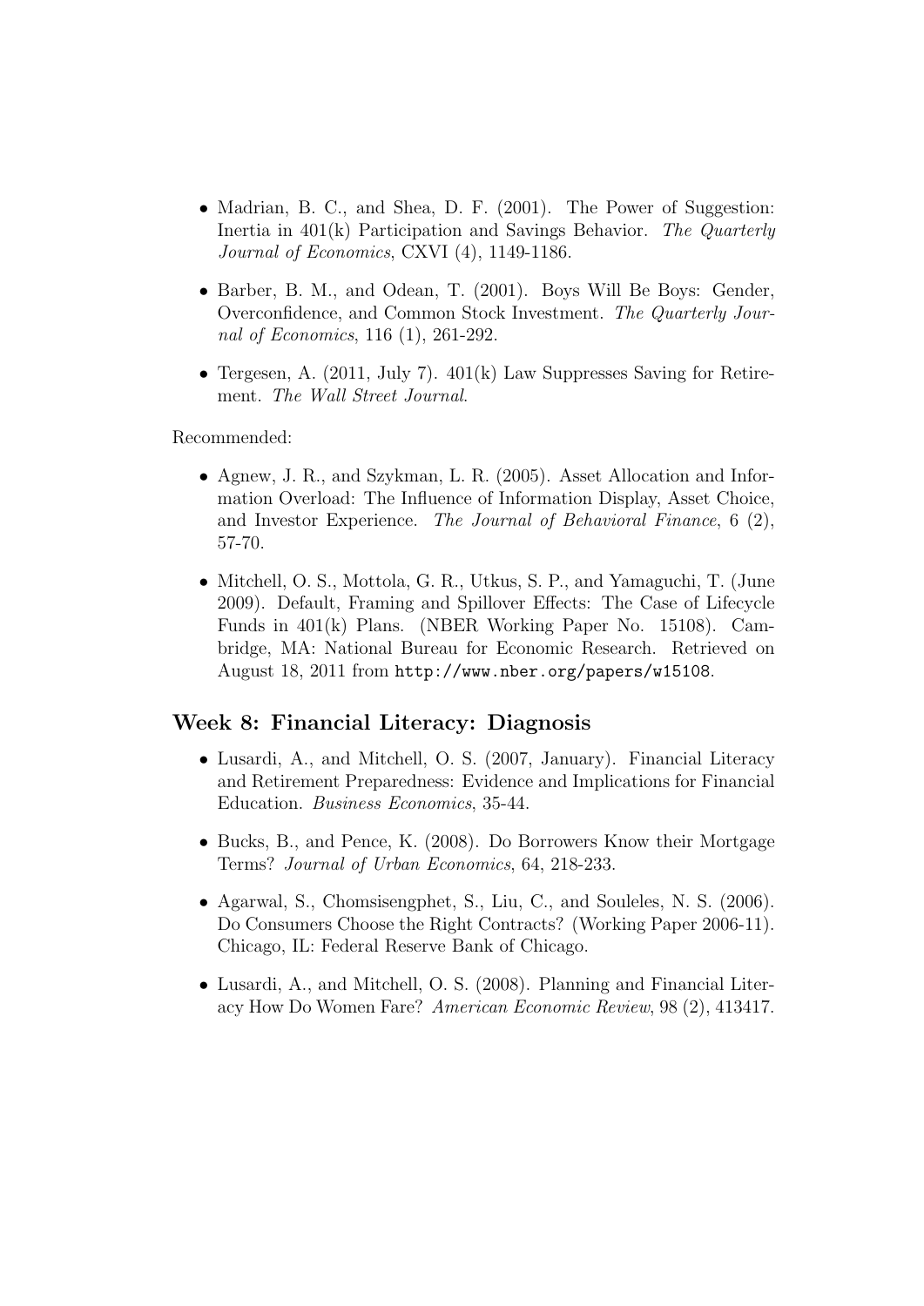- Madrian, B. C., and Shea, D. F. (2001). The Power of Suggestion: Inertia in 401(k) Participation and Savings Behavior. *The Quarterly Journal of Economics*, CXVI (4), 1149-1186.
- Barber, B. M., and Odean, T. (2001). Boys Will Be Boys: Gender, Overconfidence, and Common Stock Investment. *The Quarterly Journal of Economics*, 116 (1), 261-292.
- Tergesen, A. (2011, July 7). 401(k) Law Suppresses Saving for Retirement. *The Wall Street Journal*.

Recommended:

- Agnew, J. R., and Szykman, L. R. (2005). Asset Allocation and Information Overload: The Influence of Information Display, Asset Choice, and Investor Experience. *The Journal of Behavioral Finance*, 6 (2), 57-70.
- Mitchell, O. S., Mottola, G. R., Utkus, S. P., and Yamaguchi, T. (June 2009). Default, Framing and Spillover Effects: The Case of Lifecycle Funds in 401(k) Plans. (NBER Working Paper No. 15108). Cambridge, MA: National Bureau for Economic Research. Retrieved on August 18, 2011 from `http://www.nber.org/papers/w15108`.

### Week 8: Financial Literacy: Diagnosis

- Lusardi, A., and Mitchell, O. S. (2007, January). Financial Literacy and Retirement Preparedness: Evidence and Implications for Financial Education. *Business Economics*, 35-44.
- Bucks, B., and Pence, K. (2008). Do Borrowers Know their Mortgage Terms? *Journal of Urban Economics*, 64, 218-233.
- Agarwal, S., Chomsisengphet, S., Liu, C., and Souleles, N. S. (2006). Do Consumers Choose the Right Contracts? (Working Paper 2006-11). Chicago, IL: Federal Reserve Bank of Chicago.
- Lusardi, A., and Mitchell, O. S. (2008). Planning and Financial Literacy How Do Women Fare? *American Economic Review*, 98 (2), 413417.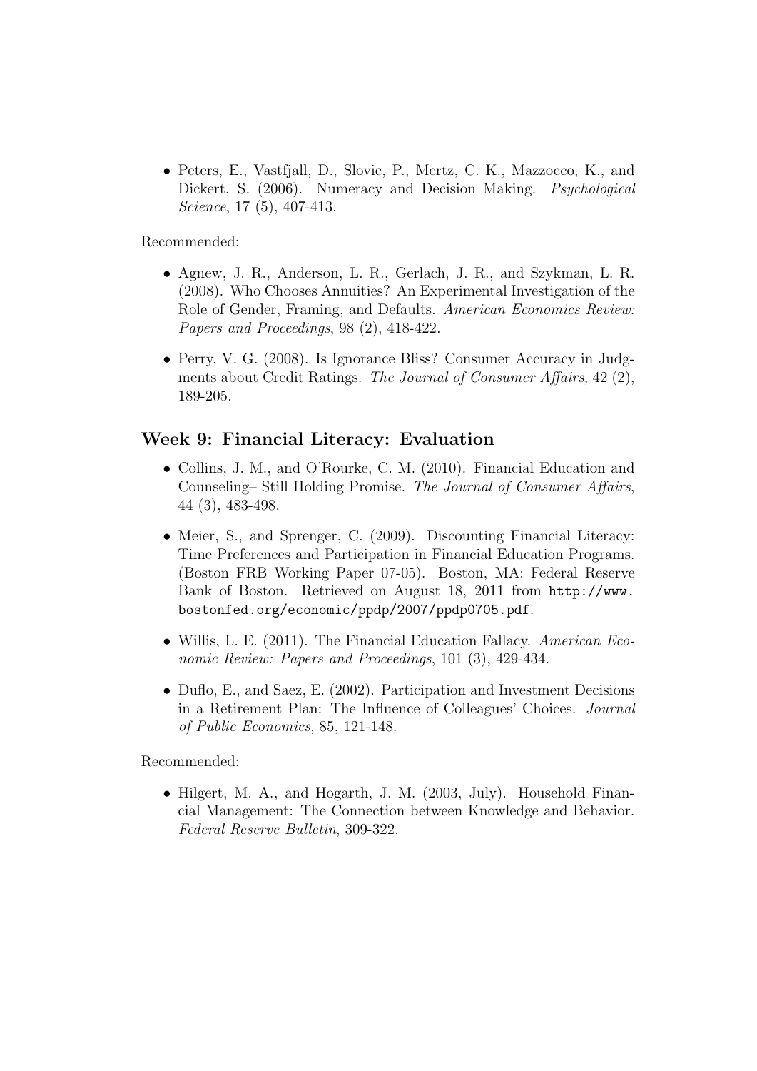- Peters, E., Vastfjall, D., Slovic, P., Mertz, C. K., Mazzocco, K., and Dickert, S. (2006). Numeracy and Decision Making. *Psychological Science*, 17 (5), 407-413.

Recommended:

- Agnew, J. R., Anderson, L. R., Gerlach, J. R., and Szykman, L. R. (2008). Who Chooses Annuities? An Experimental Investigation of the Role of Gender, Framing, and Defaults. *American Economics Review: Papers and Proceedings*, 98 (2), 418-422.

- Perry, V. G. (2008). Is Ignorance Bliss? Consumer Accuracy in Judgments about Credit Ratings. *The Journal of Consumer Affairs*, 42 (2), 189-205.

## Week 9: Financial Literacy: Evaluation

- Collins, J. M., and O'Rourke, C. M. (2010). Financial Education and Counseling– Still Holding Promise. *The Journal of Consumer Affairs*, 44 (3), 483-498.

- Meier, S., and Sprenger, C. (2009). Discounting Financial Literacy: Time Preferences and Participation in Financial Education Programs. (Boston FRB Working Paper 07-05). Boston, MA: Federal Reserve Bank of Boston. Retrieved on August 18, 2011 from `http://www.bostonfed.org/economic/ppdp/2007/ppdp0705.pdf`.

- Willis, L. E. (2011). The Financial Education Fallacy. *American Economic Review: Papers and Proceedings*, 101 (3), 429-434.

- Duflo, E., and Saez, E. (2002). Participation and Investment Decisions in a Retirement Plan: The Influence of Colleagues' Choices. *Journal of Public Economics*, 85, 121-148.

Recommended:

- Hilgert, M. A., and Hogarth, J. M. (2003, July). Household Financial Management: The Connection between Knowledge and Behavior. *Federal Reserve Bulletin*, 309-322.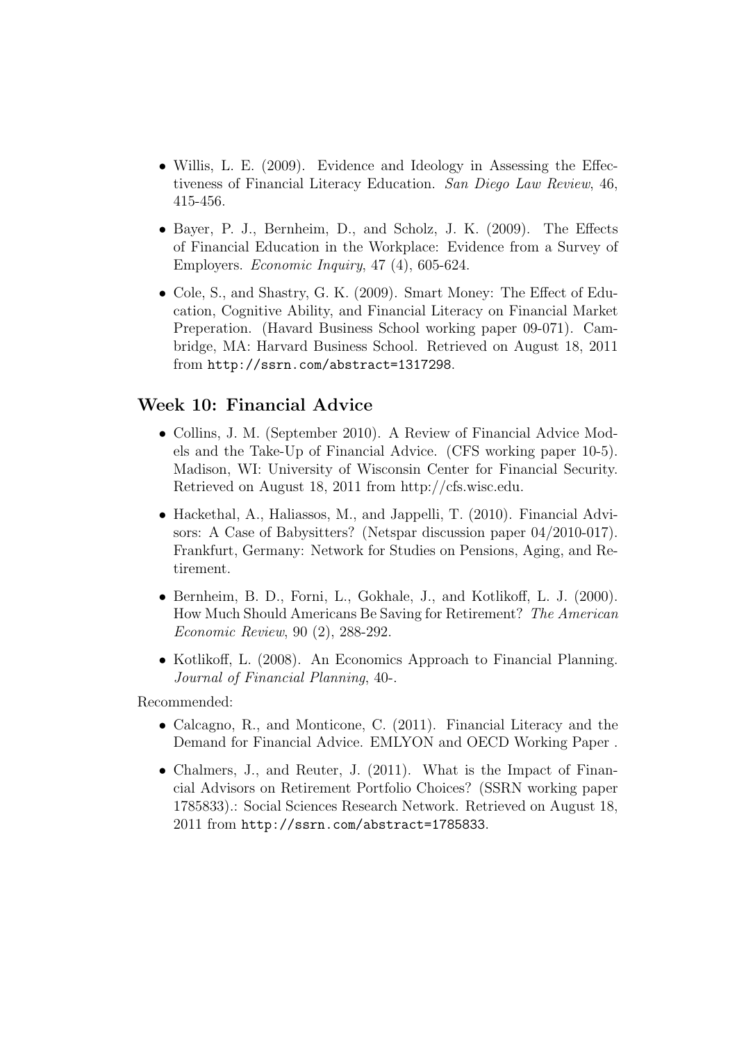- Willis, L. E. (2009). Evidence and Ideology in Assessing the Effectiveness of Financial Literacy Education. *San Diego Law Review*, 46, 415-456.
- Bayer, P. J., Bernheim, D., and Scholz, J. K. (2009). The Effects of Financial Education in the Workplace: Evidence from a Survey of Employers. *Economic Inquiry*, 47 (4), 605-624.
- Cole, S., and Shastry, G. K. (2009). Smart Money: The Effect of Education, Cognitive Ability, and Financial Literacy on Financial Market Preperation. (Havard Business School working paper 09-071). Cambridge, MA: Harvard Business School. Retrieved on August 18, 2011 from `http://ssrn.com/abstract=1317298`.

## Week 10: Financial Advice

- Collins, J. M. (September 2010). A Review of Financial Advice Models and the Take-Up of Financial Advice. (CFS working paper 10-5). Madison, WI: University of Wisconsin Center for Financial Security. Retrieved on August 18, 2011 from http://cfs.wisc.edu.
- Hackethal, A., Haliassos, M., and Jappelli, T. (2010). Financial Advisors: A Case of Babysitters? (Netspar discussion paper 04/2010-017). Frankfurt, Germany: Network for Studies on Pensions, Aging, and Retirement.
- Bernheim, B. D., Forni, L., Gokhale, J., and Kotlikoff, L. J. (2000). How Much Should Americans Be Saving for Retirement? *The American Economic Review*, 90 (2), 288-292.
- Kotlikoff, L. (2008). An Economics Approach to Financial Planning. *Journal of Financial Planning*, 40-.

Recommended:

- Calcagno, R., and Monticone, C. (2011). Financial Literacy and the Demand for Financial Advice. EMLYON and OECD Working Paper .
- Chalmers, J., and Reuter, J. (2011). What is the Impact of Financial Advisors on Retirement Portfolio Choices? (SSRN working paper 1785833).: Social Sciences Research Network. Retrieved on August 18, 2011 from `http://ssrn.com/abstract=1785833`.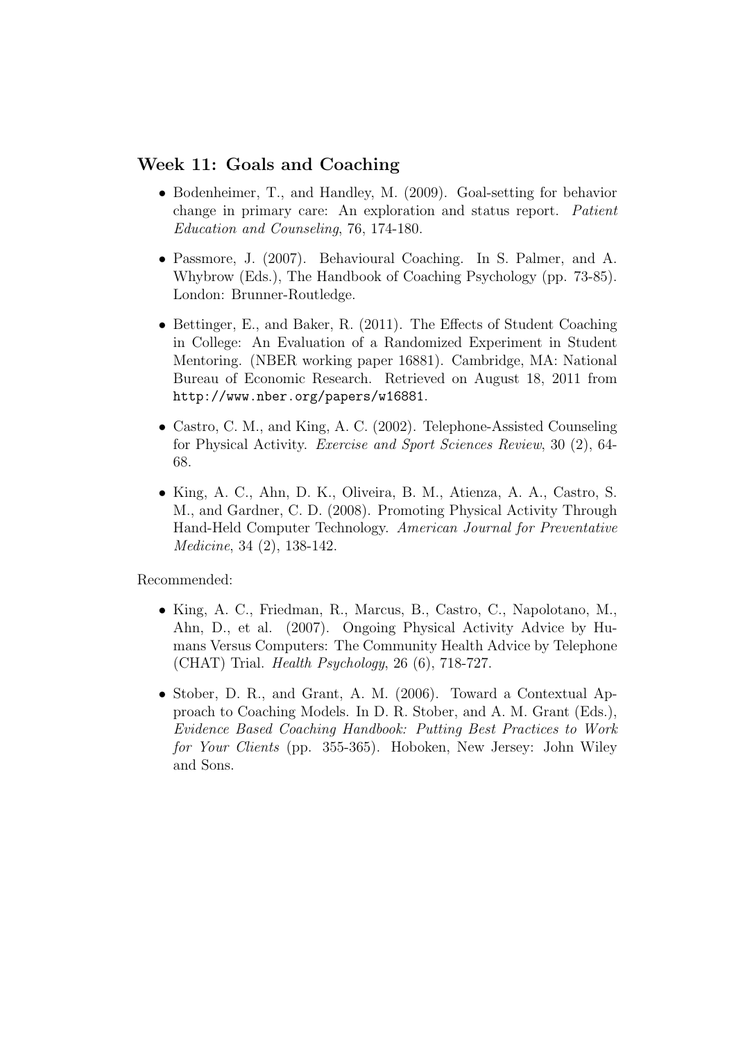### Week 11: Goals and Coaching

- Bodenheimer, T., and Handley, M. (2009). Goal-setting for behavior change in primary care: An exploration and status report. *Patient Education and Counseling*, 76, 174-180.
- Passmore, J. (2007). Behavioural Coaching. In S. Palmer, and A. Whybrow (Eds.), The Handbook of Coaching Psychology (pp. 73-85). London: Brunner-Routledge.
- Bettinger, E., and Baker, R. (2011). The Effects of Student Coaching in College: An Evaluation of a Randomized Experiment in Student Mentoring. (NBER working paper 16881). Cambridge, MA: National Bureau of Economic Research. Retrieved on August 18, 2011 from `http://www.nber.org/papers/w16881`.
- Castro, C. M., and King, A. C. (2002). Telephone-Assisted Counseling for Physical Activity. *Exercise and Sport Sciences Review*, 30 (2), 64-68.
- King, A. C., Ahn, D. K., Oliveira, B. M., Atienza, A. A., Castro, S. M., and Gardner, C. D. (2008). Promoting Physical Activity Through Hand-Held Computer Technology. *American Journal for Preventative Medicine*, 34 (2), 138-142.

Recommended:

- King, A. C., Friedman, R., Marcus, B., Castro, C., Napolotano, M., Ahn, D., et al. (2007). Ongoing Physical Activity Advice by Humans Versus Computers: The Community Health Advice by Telephone (CHAT) Trial. *Health Psychology*, 26 (6), 718-727.
- Stober, D. R., and Grant, A. M. (2006). Toward a Contextual Approach to Coaching Models. In D. R. Stober, and A. M. Grant (Eds.), *Evidence Based Coaching Handbook: Putting Best Practices to Work for Your Clients* (pp. 355-365). Hoboken, New Jersey: John Wiley and Sons.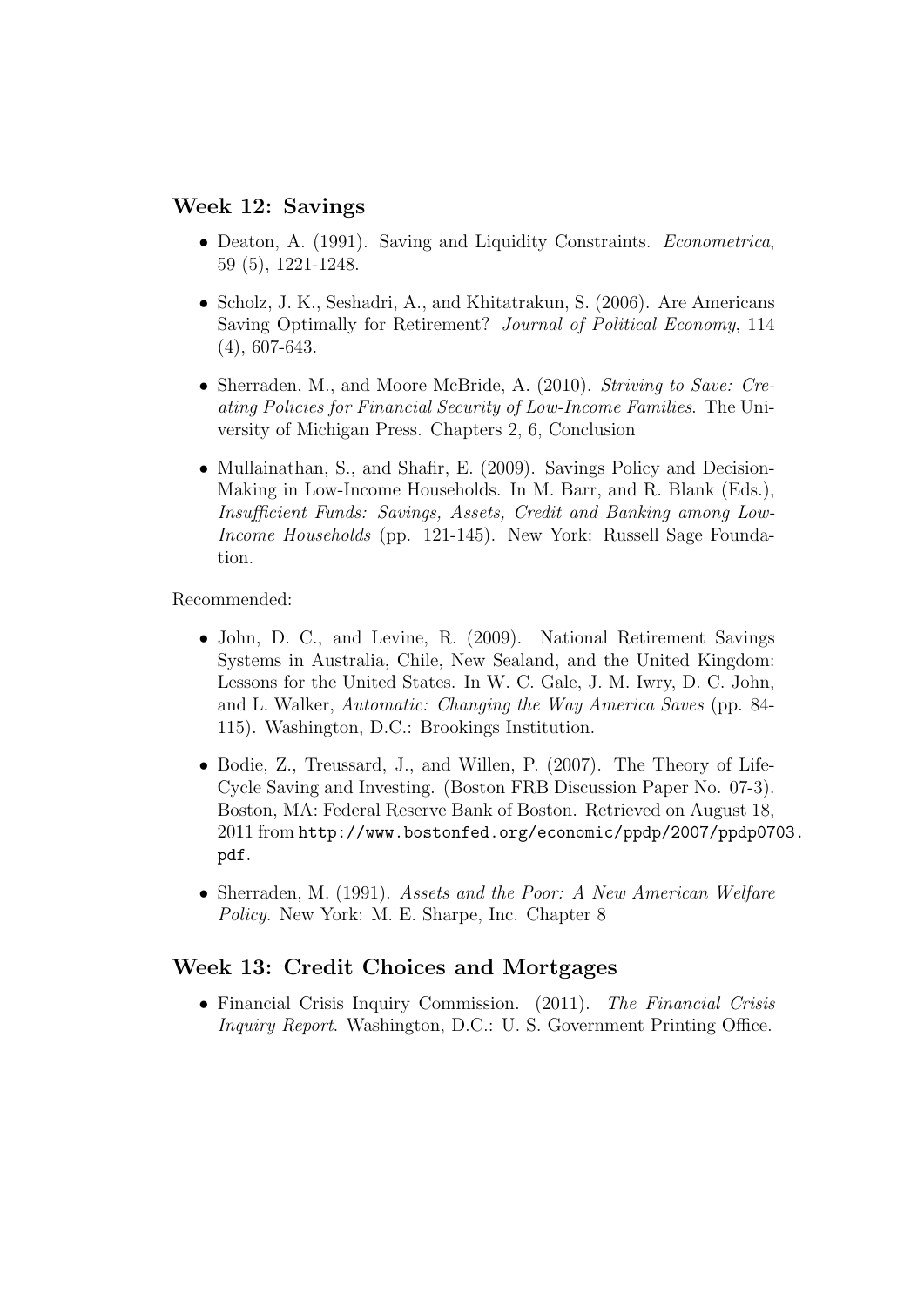## Week 12: Savings

- Deaton, A. (1991). Saving and Liquidity Constraints. *Econometrica*, 59 (5), 1221-1248.
- Scholz, J. K., Seshadri, A., and Khitatrakun, S. (2006). Are Americans Saving Optimally for Retirement? *Journal of Political Economy*, 114 (4), 607-643.
- Sherraden, M., and Moore McBride, A. (2010). *Striving to Save: Creating Policies for Financial Security of Low-Income Families*. The University of Michigan Press. Chapters 2, 6, Conclusion
- Mullainathan, S., and Shafir, E. (2009). Savings Policy and Decision-Making in Low-Income Households. In M. Barr, and R. Blank (Eds.), *Insufficient Funds: Savings, Assets, Credit and Banking among Low-Income Households* (pp. 121-145). New York: Russell Sage Foundation.

Recommended:

- John, D. C., and Levine, R. (2009). National Retirement Savings Systems in Australia, Chile, New Sealand, and the United Kingdom: Lessons for the United States. In W. C. Gale, J. M. Iwry, D. C. John, and L. Walker, *Automatic: Changing the Way America Saves* (pp. 84-115). Washington, D.C.: Brookings Institution.
- Bodie, Z., Treussard, J., and Willen, P. (2007). The Theory of Life-Cycle Saving and Investing. (Boston FRB Discussion Paper No. 07-3). Boston, MA: Federal Reserve Bank of Boston. Retrieved on August 18, 2011 from `http://www.bostonfed.org/economic/ppdp/2007/ppdp0703.pdf`.
- Sherraden, M. (1991). *Assets and the Poor: A New American Welfare Policy*. New York: M. E. Sharpe, Inc. Chapter 8

## Week 13: Credit Choices and Mortgages

- Financial Crisis Inquiry Commission. (2011). *The Financial Crisis Inquiry Report*. Washington, D.C.: U. S. Government Printing Office.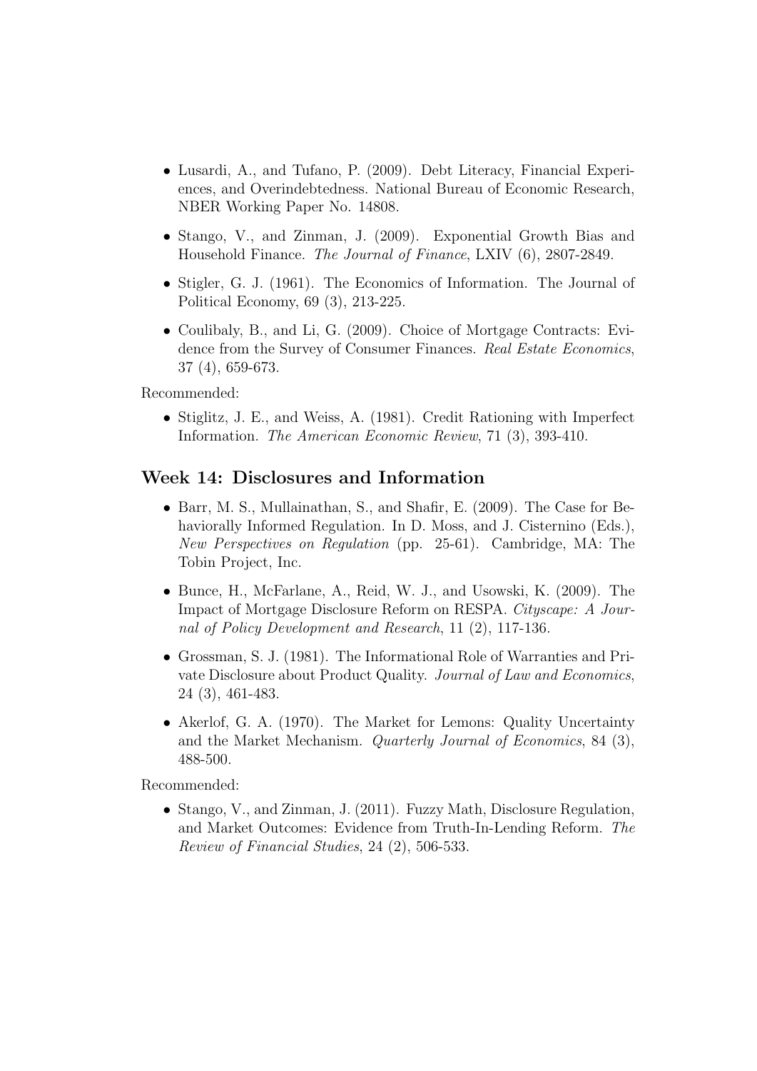- Lusardi, A., and Tufano, P. (2009). Debt Literacy, Financial Experiences, and Overindebtedness. National Bureau of Economic Research, NBER Working Paper No. 14808.
- Stango, V., and Zinman, J. (2009). Exponential Growth Bias and Household Finance. *The Journal of Finance*, LXIV (6), 2807-2849.
- Stigler, G. J. (1961). The Economics of Information. The Journal of Political Economy, 69 (3), 213-225.
- Coulibaly, B., and Li, G. (2009). Choice of Mortgage Contracts: Evidence from the Survey of Consumer Finances. *Real Estate Economics*, 37 (4), 659-673.

Recommended:

- Stiglitz, J. E., and Weiss, A. (1981). Credit Rationing with Imperfect Information. *The American Economic Review*, 71 (3), 393-410.

## Week 14: Disclosures and Information

- Barr, M. S., Mullainathan, S., and Shafir, E. (2009). The Case for Behaviorally Informed Regulation. In D. Moss, and J. Cisternino (Eds.), *New Perspectives on Regulation* (pp. 25-61). Cambridge, MA: The Tobin Project, Inc.
- Bunce, H., McFarlane, A., Reid, W. J., and Usowski, K. (2009). The Impact of Mortgage Disclosure Reform on RESPA. *Cityscape: A Journal of Policy Development and Research*, 11 (2), 117-136.
- Grossman, S. J. (1981). The Informational Role of Warranties and Private Disclosure about Product Quality. *Journal of Law and Economics*, 24 (3), 461-483.
- Akerlof, G. A. (1970). The Market for Lemons: Quality Uncertainty and the Market Mechanism. *Quarterly Journal of Economics*, 84 (3), 488-500.

Recommended:

- Stango, V., and Zinman, J. (2011). Fuzzy Math, Disclosure Regulation, and Market Outcomes: Evidence from Truth-In-Lending Reform. *The Review of Financial Studies*, 24 (2), 506-533.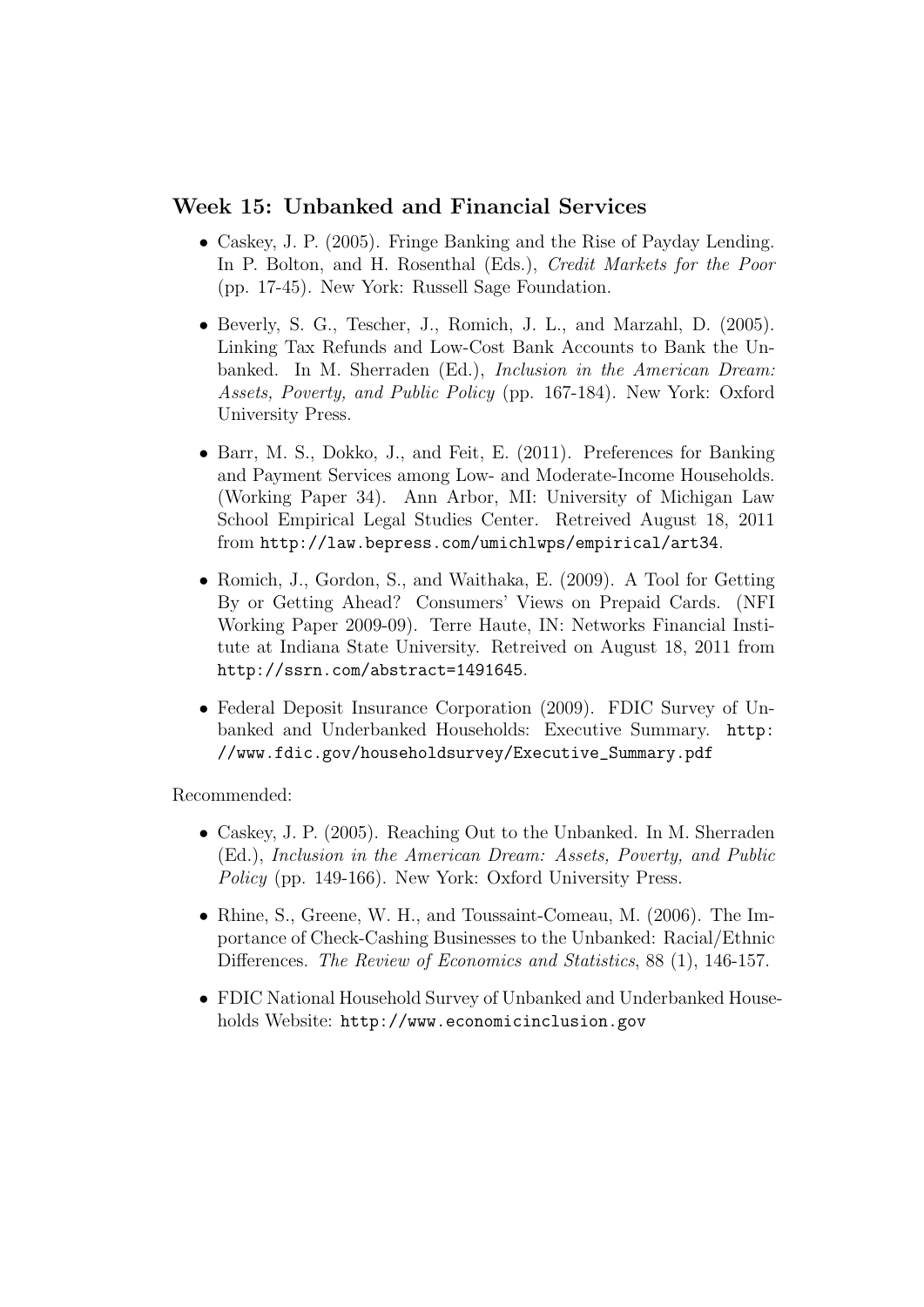### Week 15: Unbanked and Financial Services

- Caskey, J. P. (2005). Fringe Banking and the Rise of Payday Lending. In P. Bolton, and H. Rosenthal (Eds.), *Credit Markets for the Poor* (pp. 17-45). New York: Russell Sage Foundation.
- Beverly, S. G., Tescher, J., Romich, J. L., and Marzahl, D. (2005). Linking Tax Refunds and Low-Cost Bank Accounts to Bank the Unbanked. In M. Sherraden (Ed.), *Inclusion in the American Dream: Assets, Poverty, and Public Policy* (pp. 167-184). New York: Oxford University Press.
- Barr, M. S., Dokko, J., and Feit, E. (2011). Preferences for Banking and Payment Services among Low- and Moderate-Income Households. (Working Paper 34). Ann Arbor, MI: University of Michigan Law School Empirical Legal Studies Center. Retreived August 18, 2011 from `http://law.bepress.com/umichlwps/empirical/art34`.
- Romich, J., Gordon, S., and Waithaka, E. (2009). A Tool for Getting By or Getting Ahead? Consumers' Views on Prepaid Cards. (NFI Working Paper 2009-09). Terre Haute, IN: Networks Financial Institute at Indiana State University. Retreived on August 18, 2011 from `http://ssrn.com/abstract=1491645`.
- Federal Deposit Insurance Corporation (2009). FDIC Survey of Unbanked and Underbanked Households: Executive Summary. `http://www.fdic.gov/householdsurvey/Executive_Summary.pdf`

Recommended:

- Caskey, J. P. (2005). Reaching Out to the Unbanked. In M. Sherraden (Ed.), *Inclusion in the American Dream: Assets, Poverty, and Public Policy* (pp. 149-166). New York: Oxford University Press.
- Rhine, S., Greene, W. H., and Toussaint-Comeau, M. (2006). The Importance of Check-Cashing Businesses to the Unbanked: Racial/Ethnic Differences. *The Review of Economics and Statistics*, 88 (1), 146-157.
- FDIC National Household Survey of Unbanked and Underbanked Households Website: `http://www.economicinclusion.gov`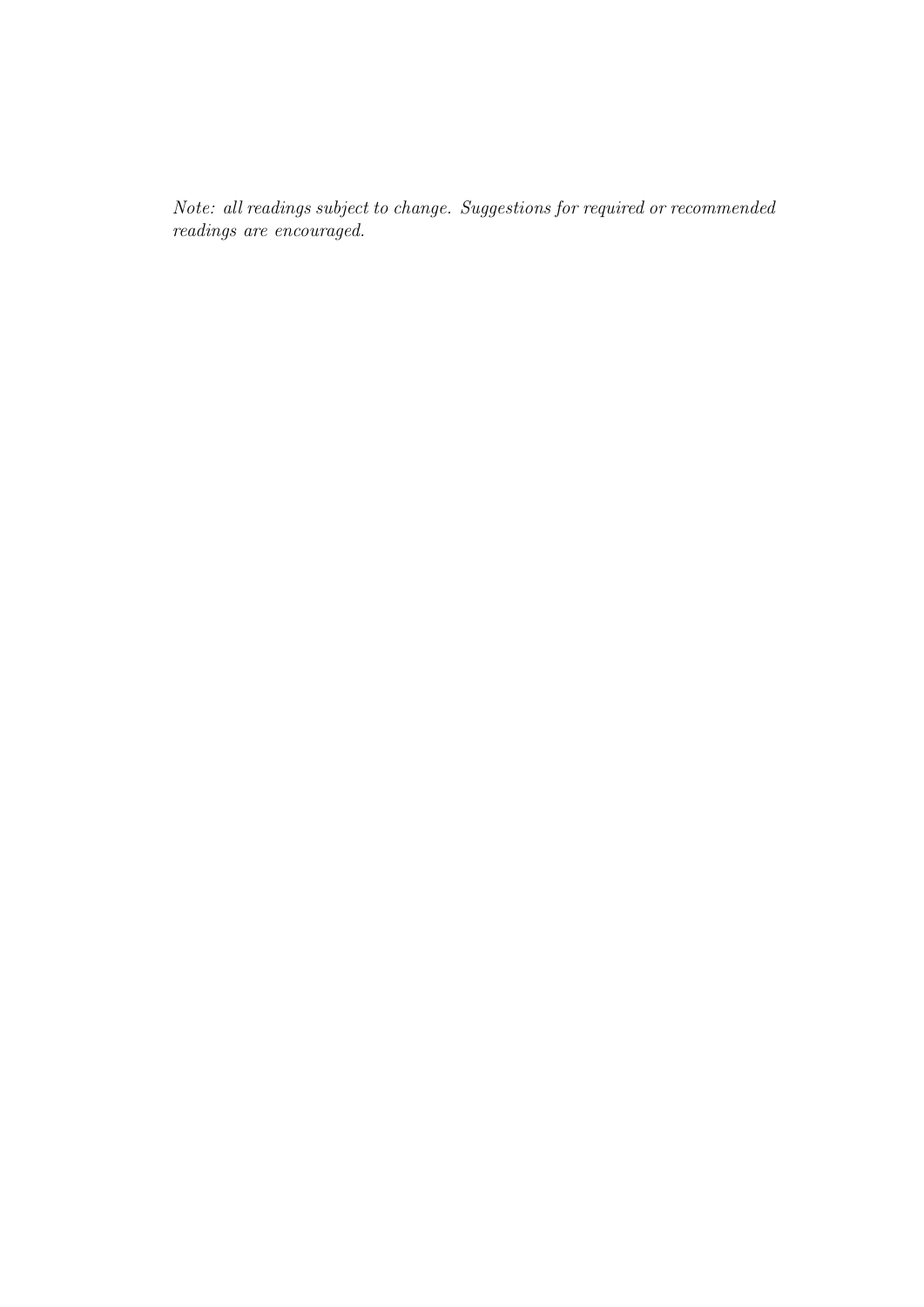*Note: all readings subject to change. Suggestions for required or recommended readings are encouraged.*